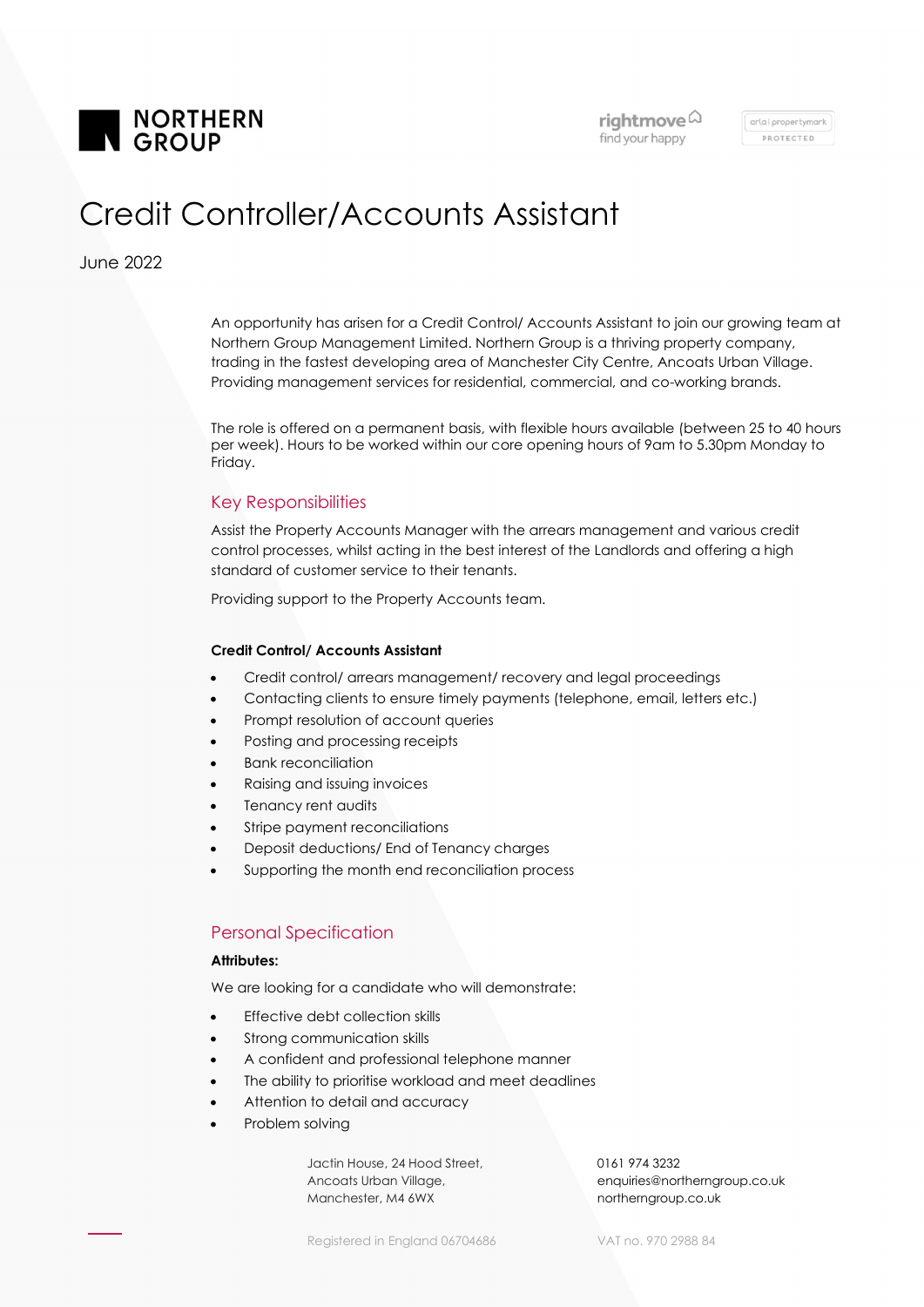NORTHERN GROUP

# Credit Controller/Accounts Assistant

June 2022

An opportunity has arisen for a Credit Control/ Accounts Assistant to join our growing team at Northern Group Management Limited. Northern Group is a thriving property company, trading in the fastest developing area of Manchester City Centre, Ancoats Urban Village. Providing management services for residential, commercial, and co-working brands.

The role is offered on a permanent basis, with flexible hours available (between 25 to 40 hours per week). Hours to be worked within our core opening hours of 9am to 5.30pm Monday to Friday.

## Key Responsibilities

Assist the Property Accounts Manager with the arrears management and various credit control processes, whilst acting in the best interest of the Landlords and offering a high standard of customer service to their tenants.

Providing support to the Property Accounts team.

**Credit Control/ Accounts Assistant**

- Credit control/ arrears management/ recovery and legal proceedings
- Contacting clients to ensure timely payments (telephone, email, letters etc.)
- Prompt resolution of account queries
- Posting and processing receipts
- Bank reconciliation
- Raising and issuing invoices
- Tenancy rent audits
- Stripe payment reconciliations
- Deposit deductions/ End of Tenancy charges
- Supporting the month end reconciliation process

## Personal Specification

**Attributes:**

We are looking for a candidate who will demonstrate:

- Effective debt collection skills
- Strong communication skills
- A confident and professional telephone manner
- The ability to prioritise workload and meet deadlines
- Attention to detail and accuracy
- Problem solving

Jactin House, 24 Hood Street,
Ancoats Urban Village,
Manchester, M4 6WX

0161 974 3232
enquiries@northerngroup.co.uk
northerngroup.co.uk

Registered in England 06704686

VAT no. 970 2988 84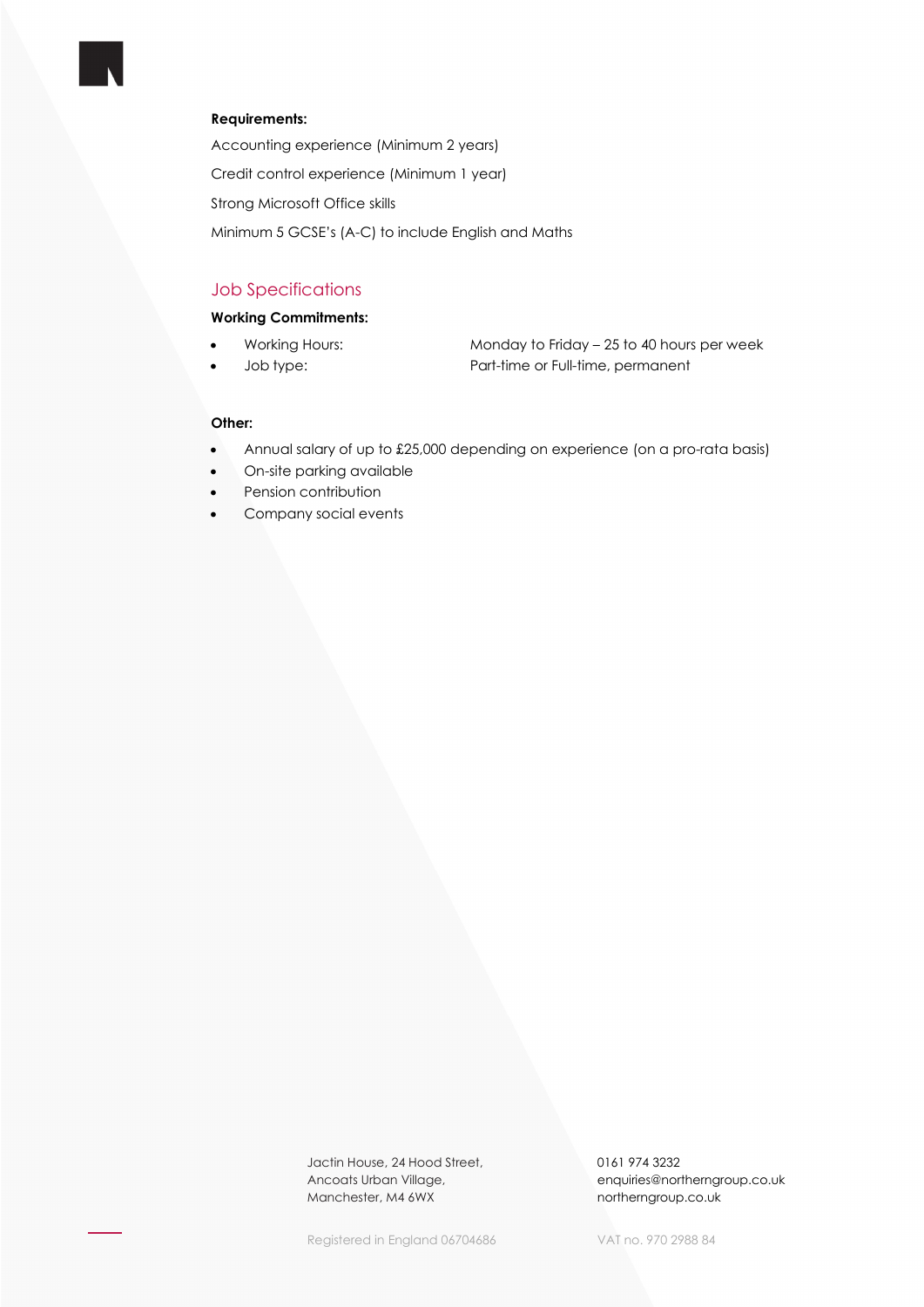**Requirements:**

Accounting experience (Minimum 2 years)

Credit control experience (Minimum 1 year)

Strong Microsoft Office skills

Minimum 5 GCSE's (A-C) to include English and Maths

## Job Specifications

**Working Commitments:**

- Working Hours: Monday to Friday – 25 to 40 hours per week
- Job type: Part-time or Full-time, permanent

**Other:**

- Annual salary of up to £25,000 depending on experience (on a pro-rata basis)
- On-site parking available
- Pension contribution
- Company social events

Jactin House, 24 Hood Street,
Ancoats Urban Village,
Manchester, M4 6WX

0161 974 3232
enquiries@northerngroup.co.uk
northerngroup.co.uk

Registered in England 06704686

VAT no. 970 2988 84